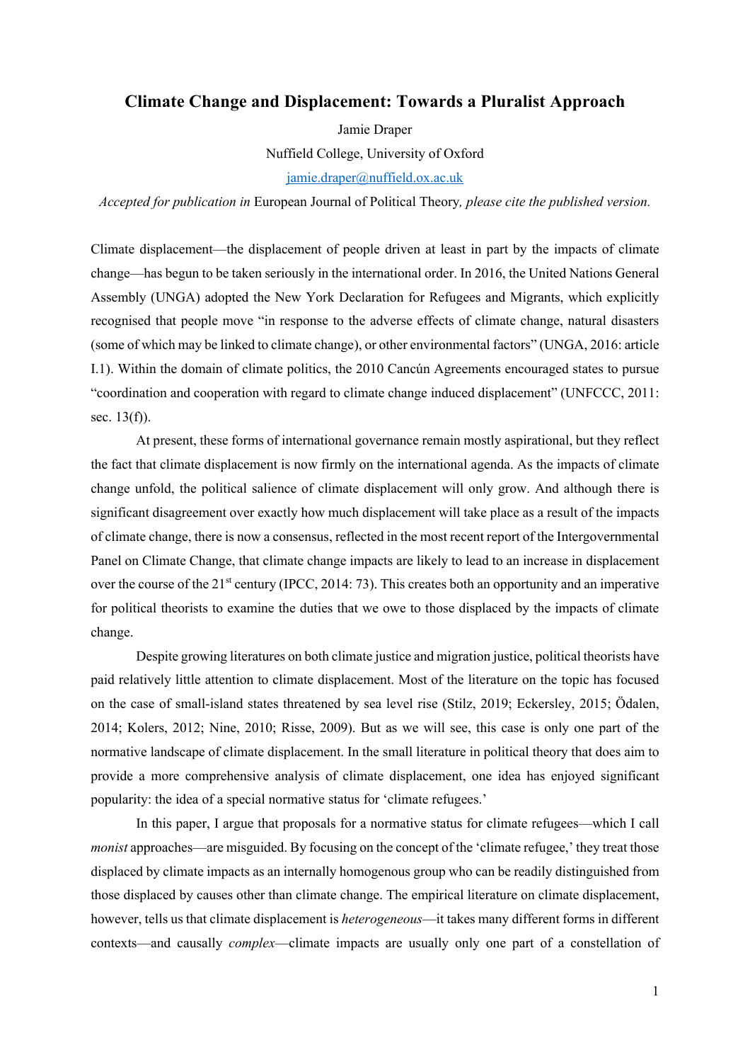# Climate Change and Displacement: Towards a Pluralist Approach

Jamie Draper

Nuffield College, University of Oxford

jamie.draper@nuffield.ox.ac.uk

*Accepted for publication in* European Journal of Political Theory*, please cite the published version.*

Climate displacement—the displacement of people driven at least in part by the impacts of climate change—has begun to be taken seriously in the international order. In 2016, the United Nations General Assembly (UNGA) adopted the New York Declaration for Refugees and Migrants, which explicitly recognised that people move "in response to the adverse effects of climate change, natural disasters (some of which may be linked to climate change), or other environmental factors" (UNGA, 2016: article I.1). Within the domain of climate politics, the 2010 Cancún Agreements encouraged states to pursue "coordination and cooperation with regard to climate change induced displacement" (UNFCCC, 2011: sec. 13(f)).

At present, these forms of international governance remain mostly aspirational, but they reflect the fact that climate displacement is now firmly on the international agenda. As the impacts of climate change unfold, the political salience of climate displacement will only grow. And although there is significant disagreement over exactly how much displacement will take place as a result of the impacts of climate change, there is now a consensus, reflected in the most recent report of the Intergovernmental Panel on Climate Change, that climate change impacts are likely to lead to an increase in displacement over the course of the 21st century (IPCC, 2014: 73). This creates both an opportunity and an imperative for political theorists to examine the duties that we owe to those displaced by the impacts of climate change.

Despite growing literatures on both climate justice and migration justice, political theorists have paid relatively little attention to climate displacement. Most of the literature on the topic has focused on the case of small-island states threatened by sea level rise (Stilz, 2019; Eckersley, 2015; Ödalen, 2014; Kolers, 2012; Nine, 2010; Risse, 2009). But as we will see, this case is only one part of the normative landscape of climate displacement. In the small literature in political theory that does aim to provide a more comprehensive analysis of climate displacement, one idea has enjoyed significant popularity: the idea of a special normative status for 'climate refugees.'

In this paper, I argue that proposals for a normative status for climate refugees—which I call *monist* approaches—are misguided. By focusing on the concept of the 'climate refugee,' they treat those displaced by climate impacts as an internally homogenous group who can be readily distinguished from those displaced by causes other than climate change. The empirical literature on climate displacement, however, tells us that climate displacement is *heterogeneous*—it takes many different forms in different contexts—and causally *complex*—climate impacts are usually only one part of a constellation of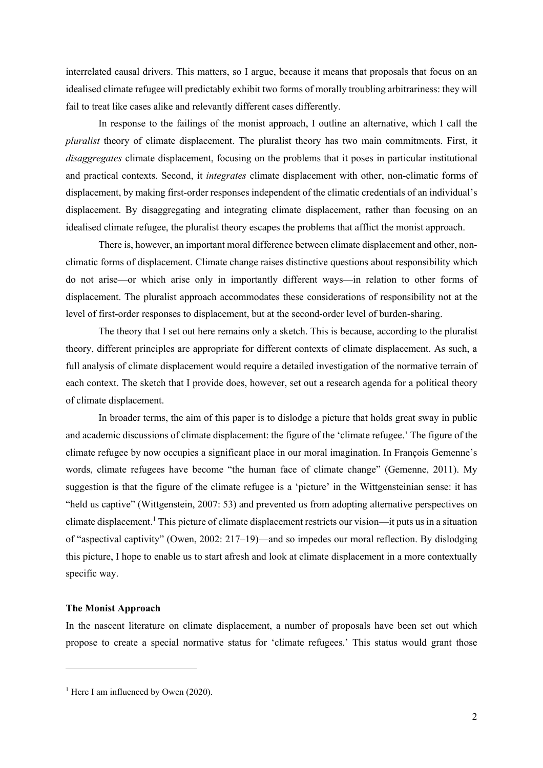interrelated causal drivers. This matters, so I argue, because it means that proposals that focus on an idealised climate refugee will predictably exhibit two forms of morally troubling arbitrariness: they will fail to treat like cases alike and relevantly different cases differently.

In response to the failings of the monist approach, I outline an alternative, which I call the *pluralist* theory of climate displacement. The pluralist theory has two main commitments. First, it *disaggregates* climate displacement, focusing on the problems that it poses in particular institutional and practical contexts. Second, it *integrates* climate displacement with other, non-climatic forms of displacement, by making first-order responses independent of the climatic credentials of an individual's displacement. By disaggregating and integrating climate displacement, rather than focusing on an idealised climate refugee, the pluralist theory escapes the problems that afflict the monist approach.

There is, however, an important moral difference between climate displacement and other, non-climatic forms of displacement. Climate change raises distinctive questions about responsibility which do not arise—or which arise only in importantly different ways—in relation to other forms of displacement. The pluralist approach accommodates these considerations of responsibility not at the level of first-order responses to displacement, but at the second-order level of burden-sharing.

The theory that I set out here remains only a sketch. This is because, according to the pluralist theory, different principles are appropriate for different contexts of climate displacement. As such, a full analysis of climate displacement would require a detailed investigation of the normative terrain of each context. The sketch that I provide does, however, set out a research agenda for a political theory of climate displacement.

In broader terms, the aim of this paper is to dislodge a picture that holds great sway in public and academic discussions of climate displacement: the figure of the 'climate refugee.' The figure of the climate refugee by now occupies a significant place in our moral imagination. In François Gemenne's words, climate refugees have become "the human face of climate change" (Gemenne, 2011). My suggestion is that the figure of the climate refugee is a 'picture' in the Wittgensteinian sense: it has "held us captive" (Wittgenstein, 2007: 53) and prevented us from adopting alternative perspectives on climate displacement.[1] This picture of climate displacement restricts our vision—it puts us in a situation of "aspectival captivity" (Owen, 2002: 217–19)—and so impedes our moral reflection. By dislodging this picture, I hope to enable us to start afresh and look at climate displacement in a more contextually specific way.

## The Monist Approach

In the nascent literature on climate displacement, a number of proposals have been set out which propose to create a special normative status for 'climate refugees.' This status would grant those

[1] Here I am influenced by Owen (2020).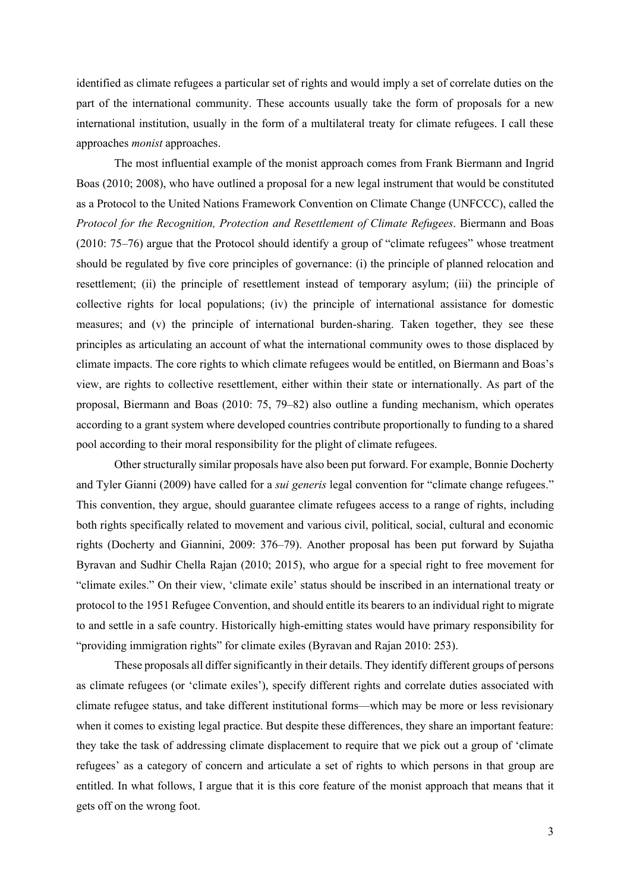identified as climate refugees a particular set of rights and would imply a set of correlate duties on the part of the international community. These accounts usually take the form of proposals for a new international institution, usually in the form of a multilateral treaty for climate refugees. I call these approaches *monist* approaches.

The most influential example of the monist approach comes from Frank Biermann and Ingrid Boas (2010; 2008), who have outlined a proposal for a new legal instrument that would be constituted as a Protocol to the United Nations Framework Convention on Climate Change (UNFCCC), called the *Protocol for the Recognition, Protection and Resettlement of Climate Refugees*. Biermann and Boas (2010: 75–76) argue that the Protocol should identify a group of "climate refugees" whose treatment should be regulated by five core principles of governance: (i) the principle of planned relocation and resettlement; (ii) the principle of resettlement instead of temporary asylum; (iii) the principle of collective rights for local populations; (iv) the principle of international assistance for domestic measures; and (v) the principle of international burden-sharing. Taken together, they see these principles as articulating an account of what the international community owes to those displaced by climate impacts. The core rights to which climate refugees would be entitled, on Biermann and Boas's view, are rights to collective resettlement, either within their state or internationally. As part of the proposal, Biermann and Boas (2010: 75, 79–82) also outline a funding mechanism, which operates according to a grant system where developed countries contribute proportionally to funding to a shared pool according to their moral responsibility for the plight of climate refugees.

Other structurally similar proposals have also been put forward. For example, Bonnie Docherty and Tyler Gianni (2009) have called for a *sui generis* legal convention for "climate change refugees." This convention, they argue, should guarantee climate refugees access to a range of rights, including both rights specifically related to movement and various civil, political, social, cultural and economic rights (Docherty and Giannini, 2009: 376–79). Another proposal has been put forward by Sujatha Byravan and Sudhir Chella Rajan (2010; 2015), who argue for a special right to free movement for "climate exiles." On their view, 'climate exile' status should be inscribed in an international treaty or protocol to the 1951 Refugee Convention, and should entitle its bearers to an individual right to migrate to and settle in a safe country. Historically high-emitting states would have primary responsibility for "providing immigration rights" for climate exiles (Byravan and Rajan 2010: 253).

These proposals all differ significantly in their details. They identify different groups of persons as climate refugees (or 'climate exiles'), specify different rights and correlate duties associated with climate refugee status, and take different institutional forms—which may be more or less revisionary when it comes to existing legal practice. But despite these differences, they share an important feature: they take the task of addressing climate displacement to require that we pick out a group of 'climate refugees' as a category of concern and articulate a set of rights to which persons in that group are entitled. In what follows, I argue that it is this core feature of the monist approach that means that it gets off on the wrong foot.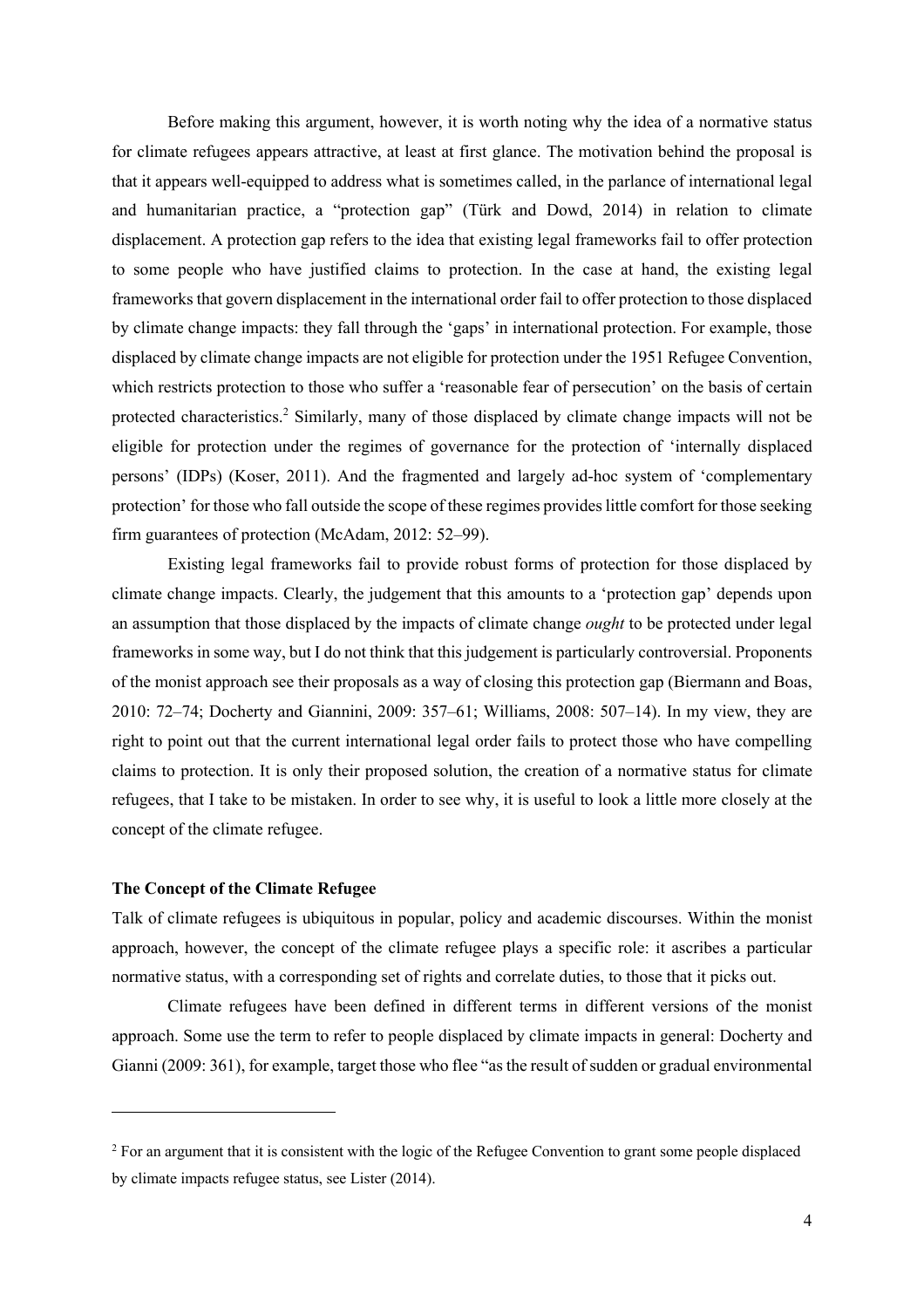Before making this argument, however, it is worth noting why the idea of a normative status for climate refugees appears attractive, at least at first glance. The motivation behind the proposal is that it appears well-equipped to address what is sometimes called, in the parlance of international legal and humanitarian practice, a "protection gap" (Türk and Dowd, 2014) in relation to climate displacement. A protection gap refers to the idea that existing legal frameworks fail to offer protection to some people who have justified claims to protection. In the case at hand, the existing legal frameworks that govern displacement in the international order fail to offer protection to those displaced by climate change impacts: they fall through the 'gaps' in international protection. For example, those displaced by climate change impacts are not eligible for protection under the 1951 Refugee Convention, which restricts protection to those who suffer a 'reasonable fear of persecution' on the basis of certain protected characteristics.[2] Similarly, many of those displaced by climate change impacts will not be eligible for protection under the regimes of governance for the protection of 'internally displaced persons' (IDPs) (Koser, 2011). And the fragmented and largely ad-hoc system of 'complementary protection' for those who fall outside the scope of these regimes provides little comfort for those seeking firm guarantees of protection (McAdam, 2012: 52–99).

Existing legal frameworks fail to provide robust forms of protection for those displaced by climate change impacts. Clearly, the judgement that this amounts to a 'protection gap' depends upon an assumption that those displaced by the impacts of climate change *ought* to be protected under legal frameworks in some way, but I do not think that this judgement is particularly controversial. Proponents of the monist approach see their proposals as a way of closing this protection gap (Biermann and Boas, 2010: 72–74; Docherty and Giannini, 2009: 357–61; Williams, 2008: 507–14). In my view, they are right to point out that the current international legal order fails to protect those who have compelling claims to protection. It is only their proposed solution, the creation of a normative status for climate refugees, that I take to be mistaken. In order to see why, it is useful to look a little more closely at the concept of the climate refugee.

**The Concept of the Climate Refugee**

Talk of climate refugees is ubiquitous in popular, policy and academic discourses. Within the monist approach, however, the concept of the climate refugee plays a specific role: it ascribes a particular normative status, with a corresponding set of rights and correlate duties, to those that it picks out.

Climate refugees have been defined in different terms in different versions of the monist approach. Some use the term to refer to people displaced by climate impacts in general: Docherty and Gianni (2009: 361), for example, target those who flee "as the result of sudden or gradual environmental

---

[2] For an argument that it is consistent with the logic of the Refugee Convention to grant some people displaced by climate impacts refugee status, see Lister (2014).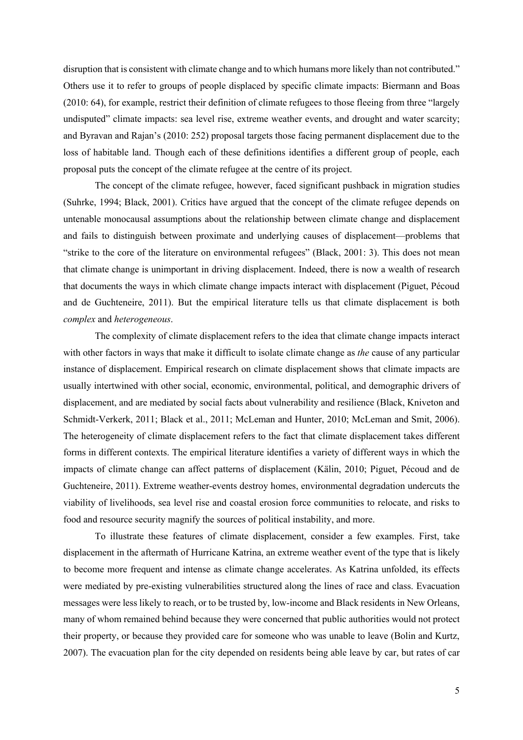disruption that is consistent with climate change and to which humans more likely than not contributed." Others use it to refer to groups of people displaced by specific climate impacts: Biermann and Boas (2010: 64), for example, restrict their definition of climate refugees to those fleeing from three "largely undisputed" climate impacts: sea level rise, extreme weather events, and drought and water scarcity; and Byravan and Rajan's (2010: 252) proposal targets those facing permanent displacement due to the loss of habitable land. Though each of these definitions identifies a different group of people, each proposal puts the concept of the climate refugee at the centre of its project.

The concept of the climate refugee, however, faced significant pushback in migration studies (Suhrke, 1994; Black, 2001). Critics have argued that the concept of the climate refugee depends on untenable monocausal assumptions about the relationship between climate change and displacement and fails to distinguish between proximate and underlying causes of displacement—problems that "strike to the core of the literature on environmental refugees" (Black, 2001: 3). This does not mean that climate change is unimportant in driving displacement. Indeed, there is now a wealth of research that documents the ways in which climate change impacts interact with displacement (Piguet, Pécoud and de Guchteneire, 2011). But the empirical literature tells us that climate displacement is both *complex* and *heterogeneous*.

The complexity of climate displacement refers to the idea that climate change impacts interact with other factors in ways that make it difficult to isolate climate change as *the* cause of any particular instance of displacement. Empirical research on climate displacement shows that climate impacts are usually intertwined with other social, economic, environmental, political, and demographic drivers of displacement, and are mediated by social facts about vulnerability and resilience (Black, Kniveton and Schmidt-Verkerk, 2011; Black et al., 2011; McLeman and Hunter, 2010; McLeman and Smit, 2006). The heterogeneity of climate displacement refers to the fact that climate displacement takes different forms in different contexts. The empirical literature identifies a variety of different ways in which the impacts of climate change can affect patterns of displacement (Kälin, 2010; Piguet, Pécoud and de Guchteneire, 2011). Extreme weather-events destroy homes, environmental degradation undercuts the viability of livelihoods, sea level rise and coastal erosion force communities to relocate, and risks to food and resource security magnify the sources of political instability, and more.

To illustrate these features of climate displacement, consider a few examples. First, take displacement in the aftermath of Hurricane Katrina, an extreme weather event of the type that is likely to become more frequent and intense as climate change accelerates. As Katrina unfolded, its effects were mediated by pre-existing vulnerabilities structured along the lines of race and class. Evacuation messages were less likely to reach, or to be trusted by, low-income and Black residents in New Orleans, many of whom remained behind because they were concerned that public authorities would not protect their property, or because they provided care for someone who was unable to leave (Bolin and Kurtz, 2007). The evacuation plan for the city depended on residents being able leave by car, but rates of car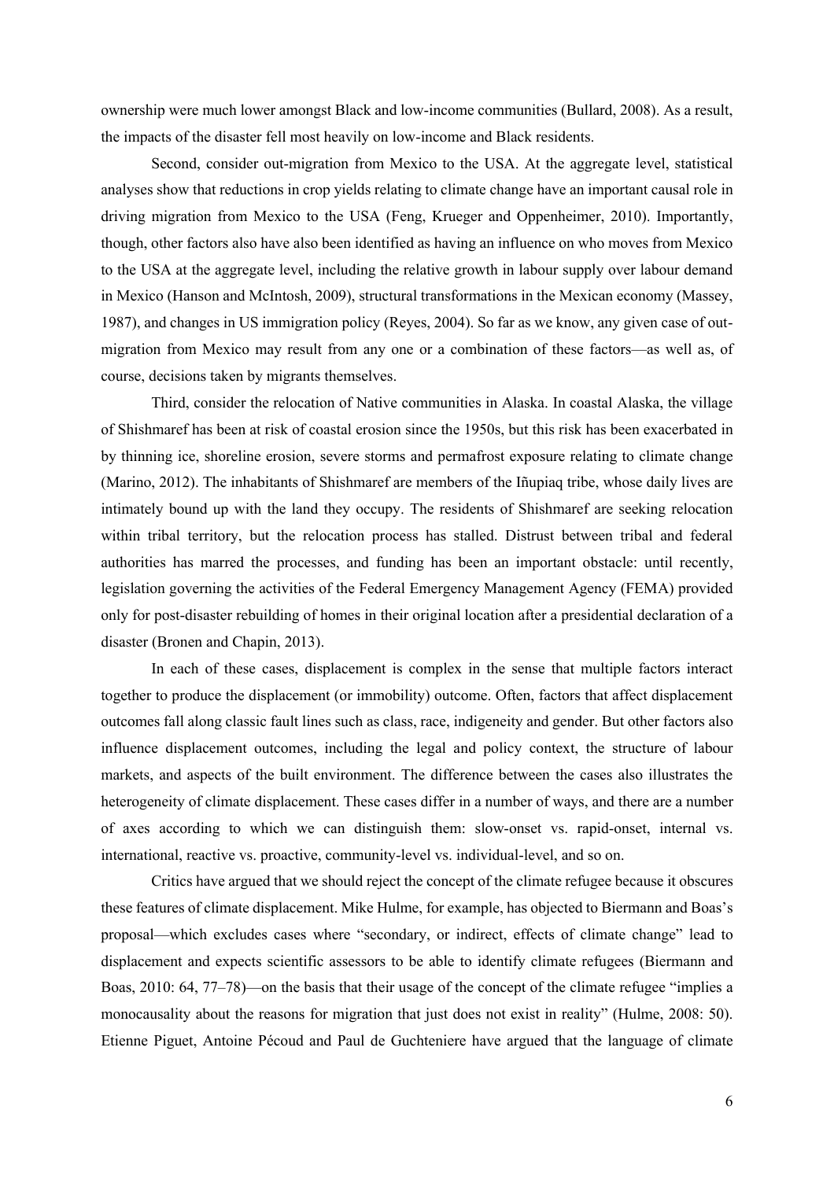ownership were much lower amongst Black and low-income communities (Bullard, 2008). As a result, the impacts of the disaster fell most heavily on low-income and Black residents.

Second, consider out-migration from Mexico to the USA. At the aggregate level, statistical analyses show that reductions in crop yields relating to climate change have an important causal role in driving migration from Mexico to the USA (Feng, Krueger and Oppenheimer, 2010). Importantly, though, other factors also have also been identified as having an influence on who moves from Mexico to the USA at the aggregate level, including the relative growth in labour supply over labour demand in Mexico (Hanson and McIntosh, 2009), structural transformations in the Mexican economy (Massey, 1987), and changes in US immigration policy (Reyes, 2004). So far as we know, any given case of out-migration from Mexico may result from any one or a combination of these factors—as well as, of course, decisions taken by migrants themselves.

Third, consider the relocation of Native communities in Alaska. In coastal Alaska, the village of Shishmaref has been at risk of coastal erosion since the 1950s, but this risk has been exacerbated in by thinning ice, shoreline erosion, severe storms and permafrost exposure relating to climate change (Marino, 2012). The inhabitants of Shishmaref are members of the Iñupiaq tribe, whose daily lives are intimately bound up with the land they occupy. The residents of Shishmaref are seeking relocation within tribal territory, but the relocation process has stalled. Distrust between tribal and federal authorities has marred the processes, and funding has been an important obstacle: until recently, legislation governing the activities of the Federal Emergency Management Agency (FEMA) provided only for post-disaster rebuilding of homes in their original location after a presidential declaration of a disaster (Bronen and Chapin, 2013).

In each of these cases, displacement is complex in the sense that multiple factors interact together to produce the displacement (or immobility) outcome. Often, factors that affect displacement outcomes fall along classic fault lines such as class, race, indigeneity and gender. But other factors also influence displacement outcomes, including the legal and policy context, the structure of labour markets, and aspects of the built environment. The difference between the cases also illustrates the heterogeneity of climate displacement. These cases differ in a number of ways, and there are a number of axes according to which we can distinguish them: slow-onset vs. rapid-onset, internal vs. international, reactive vs. proactive, community-level vs. individual-level, and so on.

Critics have argued that we should reject the concept of the climate refugee because it obscures these features of climate displacement. Mike Hulme, for example, has objected to Biermann and Boas's proposal—which excludes cases where "secondary, or indirect, effects of climate change" lead to displacement and expects scientific assessors to be able to identify climate refugees (Biermann and Boas, 2010: 64, 77–78)—on the basis that their usage of the concept of the climate refugee "implies a monocausality about the reasons for migration that just does not exist in reality" (Hulme, 2008: 50). Etienne Piguet, Antoine Pécoud and Paul de Guchteniere have argued that the language of climate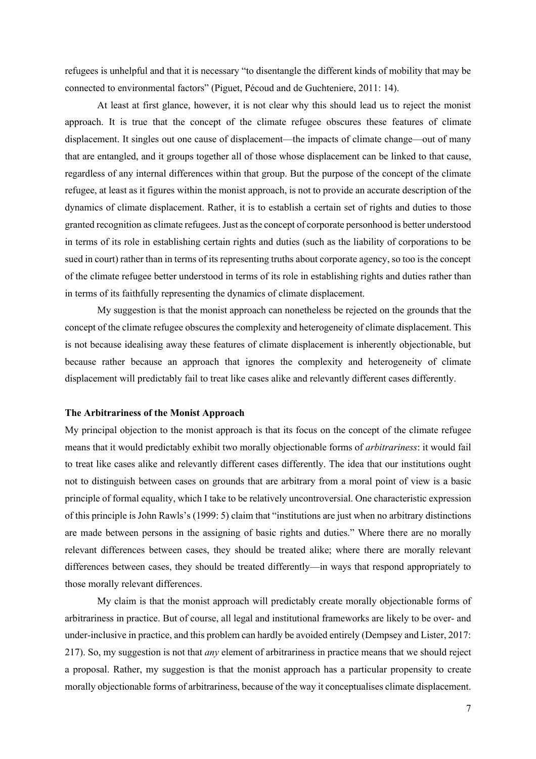refugees is unhelpful and that it is necessary "to disentangle the different kinds of mobility that may be connected to environmental factors" (Piguet, Pécoud and de Guchteniere, 2011: 14).

At least at first glance, however, it is not clear why this should lead us to reject the monist approach. It is true that the concept of the climate refugee obscures these features of climate displacement. It singles out one cause of displacement—the impacts of climate change—out of many that are entangled, and it groups together all of those whose displacement can be linked to that cause, regardless of any internal differences within that group. But the purpose of the concept of the climate refugee, at least as it figures within the monist approach, is not to provide an accurate description of the dynamics of climate displacement. Rather, it is to establish a certain set of rights and duties to those granted recognition as climate refugees. Just as the concept of corporate personhood is better understood in terms of its role in establishing certain rights and duties (such as the liability of corporations to be sued in court) rather than in terms of its representing truths about corporate agency, so too is the concept of the climate refugee better understood in terms of its role in establishing rights and duties rather than in terms of its faithfully representing the dynamics of climate displacement.

My suggestion is that the monist approach can nonetheless be rejected on the grounds that the concept of the climate refugee obscures the complexity and heterogeneity of climate displacement. This is not because idealising away these features of climate displacement is inherently objectionable, but because rather because an approach that ignores the complexity and heterogeneity of climate displacement will predictably fail to treat like cases alike and relevantly different cases differently.

**The Arbitrariness of the Monist Approach**

My principal objection to the monist approach is that its focus on the concept of the climate refugee means that it would predictably exhibit two morally objectionable forms of *arbitrariness*: it would fail to treat like cases alike and relevantly different cases differently. The idea that our institutions ought not to distinguish between cases on grounds that are arbitrary from a moral point of view is a basic principle of formal equality, which I take to be relatively uncontroversial. One characteristic expression of this principle is John Rawls's (1999: 5) claim that "institutions are just when no arbitrary distinctions are made between persons in the assigning of basic rights and duties." Where there are no morally relevant differences between cases, they should be treated alike; where there are morally relevant differences between cases, they should be treated differently—in ways that respond appropriately to those morally relevant differences.

My claim is that the monist approach will predictably create morally objectionable forms of arbitrariness in practice. But of course, all legal and institutional frameworks are likely to be over- and under-inclusive in practice, and this problem can hardly be avoided entirely (Dempsey and Lister, 2017: 217). So, my suggestion is not that *any* element of arbitrariness in practice means that we should reject a proposal. Rather, my suggestion is that the monist approach has a particular propensity to create morally objectionable forms of arbitrariness, because of the way it conceptualises climate displacement.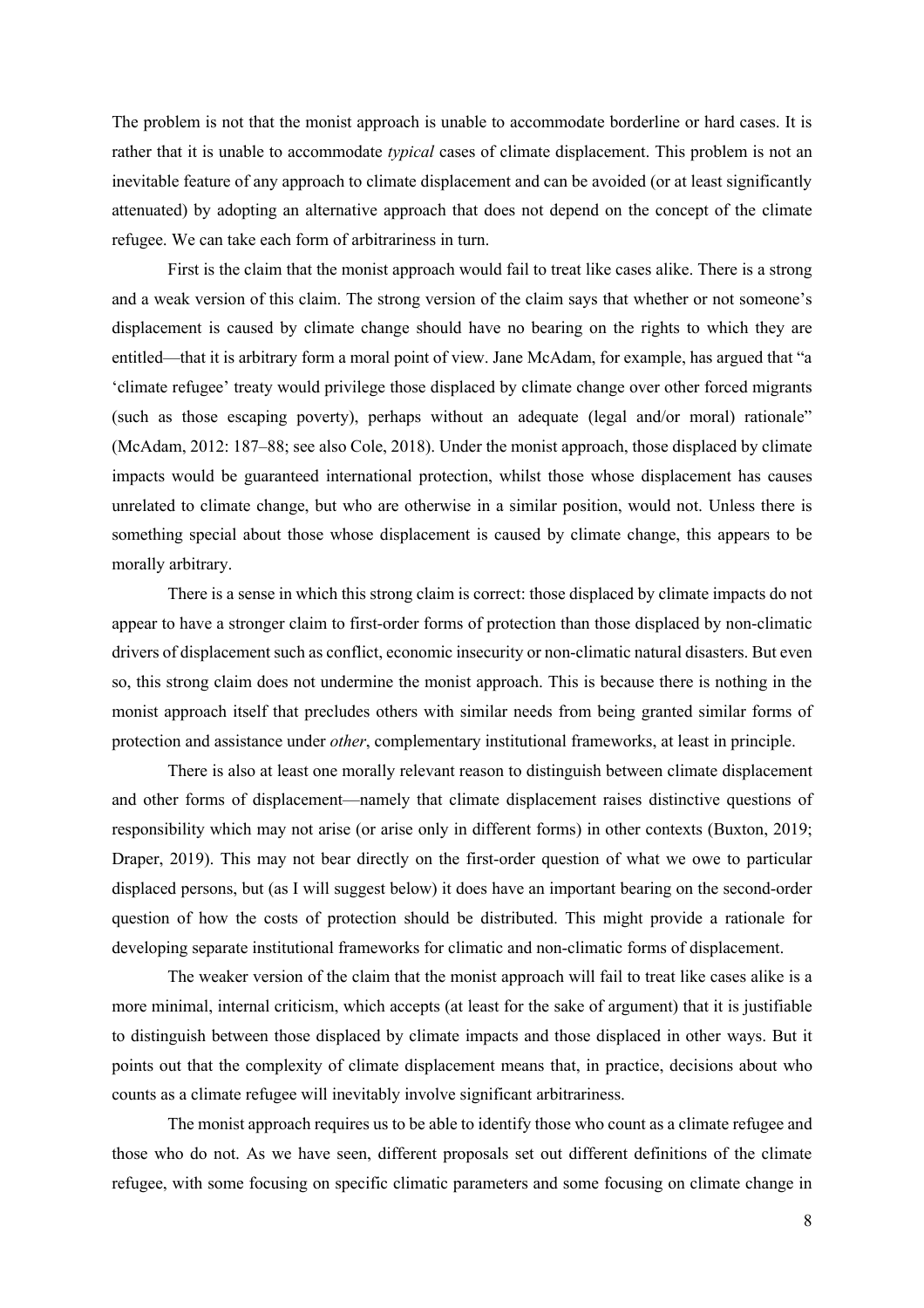The problem is not that the monist approach is unable to accommodate borderline or hard cases. It is rather that it is unable to accommodate *typical* cases of climate displacement. This problem is not an inevitable feature of any approach to climate displacement and can be avoided (or at least significantly attenuated) by adopting an alternative approach that does not depend on the concept of the climate refugee. We can take each form of arbitrariness in turn.

First is the claim that the monist approach would fail to treat like cases alike. There is a strong and a weak version of this claim. The strong version of the claim says that whether or not someone's displacement is caused by climate change should have no bearing on the rights to which they are entitled—that it is arbitrary form a moral point of view. Jane McAdam, for example, has argued that "a 'climate refugee' treaty would privilege those displaced by climate change over other forced migrants (such as those escaping poverty), perhaps without an adequate (legal and/or moral) rationale" (McAdam, 2012: 187–88; see also Cole, 2018). Under the monist approach, those displaced by climate impacts would be guaranteed international protection, whilst those whose displacement has causes unrelated to climate change, but who are otherwise in a similar position, would not. Unless there is something special about those whose displacement is caused by climate change, this appears to be morally arbitrary.

There is a sense in which this strong claim is correct: those displaced by climate impacts do not appear to have a stronger claim to first-order forms of protection than those displaced by non-climatic drivers of displacement such as conflict, economic insecurity or non-climatic natural disasters. But even so, this strong claim does not undermine the monist approach. This is because there is nothing in the monist approach itself that precludes others with similar needs from being granted similar forms of protection and assistance under *other*, complementary institutional frameworks, at least in principle.

There is also at least one morally relevant reason to distinguish between climate displacement and other forms of displacement—namely that climate displacement raises distinctive questions of responsibility which may not arise (or arise only in different forms) in other contexts (Buxton, 2019; Draper, 2019). This may not bear directly on the first-order question of what we owe to particular displaced persons, but (as I will suggest below) it does have an important bearing on the second-order question of how the costs of protection should be distributed. This might provide a rationale for developing separate institutional frameworks for climatic and non-climatic forms of displacement.

The weaker version of the claim that the monist approach will fail to treat like cases alike is a more minimal, internal criticism, which accepts (at least for the sake of argument) that it is justifiable to distinguish between those displaced by climate impacts and those displaced in other ways. But it points out that the complexity of climate displacement means that, in practice, decisions about who counts as a climate refugee will inevitably involve significant arbitrariness.

The monist approach requires us to be able to identify those who count as a climate refugee and those who do not. As we have seen, different proposals set out different definitions of the climate refugee, with some focusing on specific climatic parameters and some focusing on climate change in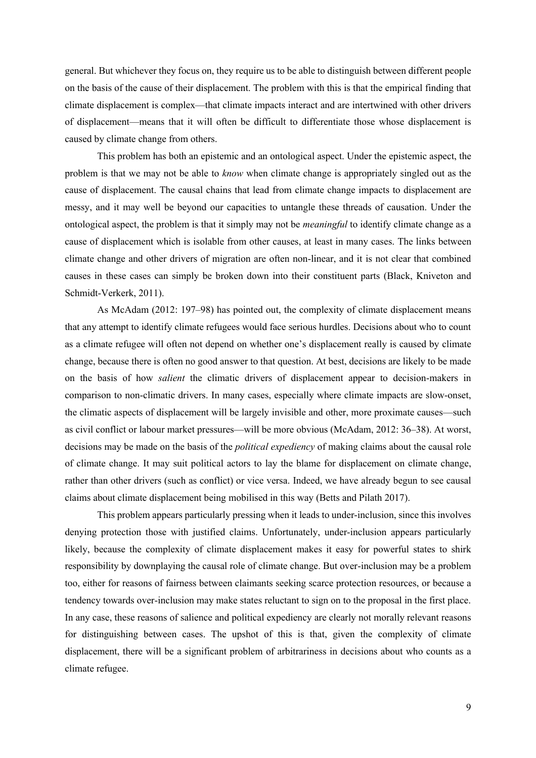general. But whichever they focus on, they require us to be able to distinguish between different people on the basis of the cause of their displacement. The problem with this is that the empirical finding that climate displacement is complex—that climate impacts interact and are intertwined with other drivers of displacement—means that it will often be difficult to differentiate those whose displacement is caused by climate change from others.

This problem has both an epistemic and an ontological aspect. Under the epistemic aspect, the problem is that we may not be able to *know* when climate change is appropriately singled out as the cause of displacement. The causal chains that lead from climate change impacts to displacement are messy, and it may well be beyond our capacities to untangle these threads of causation. Under the ontological aspect, the problem is that it simply may not be *meaningful* to identify climate change as a cause of displacement which is isolable from other causes, at least in many cases. The links between climate change and other drivers of migration are often non-linear, and it is not clear that combined causes in these cases can simply be broken down into their constituent parts (Black, Kniveton and Schmidt-Verkerk, 2011).

As McAdam (2012: 197–98) has pointed out, the complexity of climate displacement means that any attempt to identify climate refugees would face serious hurdles. Decisions about who to count as a climate refugee will often not depend on whether one's displacement really is caused by climate change, because there is often no good answer to that question. At best, decisions are likely to be made on the basis of how *salient* the climatic drivers of displacement appear to decision-makers in comparison to non-climatic drivers. In many cases, especially where climate impacts are slow-onset, the climatic aspects of displacement will be largely invisible and other, more proximate causes—such as civil conflict or labour market pressures—will be more obvious (McAdam, 2012: 36–38). At worst, decisions may be made on the basis of the *political expediency* of making claims about the causal role of climate change. It may suit political actors to lay the blame for displacement on climate change, rather than other drivers (such as conflict) or vice versa. Indeed, we have already begun to see causal claims about climate displacement being mobilised in this way (Betts and Pilath 2017).

This problem appears particularly pressing when it leads to under-inclusion, since this involves denying protection those with justified claims. Unfortunately, under-inclusion appears particularly likely, because the complexity of climate displacement makes it easy for powerful states to shirk responsibility by downplaying the causal role of climate change. But over-inclusion may be a problem too, either for reasons of fairness between claimants seeking scarce protection resources, or because a tendency towards over-inclusion may make states reluctant to sign on to the proposal in the first place. In any case, these reasons of salience and political expediency are clearly not morally relevant reasons for distinguishing between cases. The upshot of this is that, given the complexity of climate displacement, there will be a significant problem of arbitrariness in decisions about who counts as a climate refugee.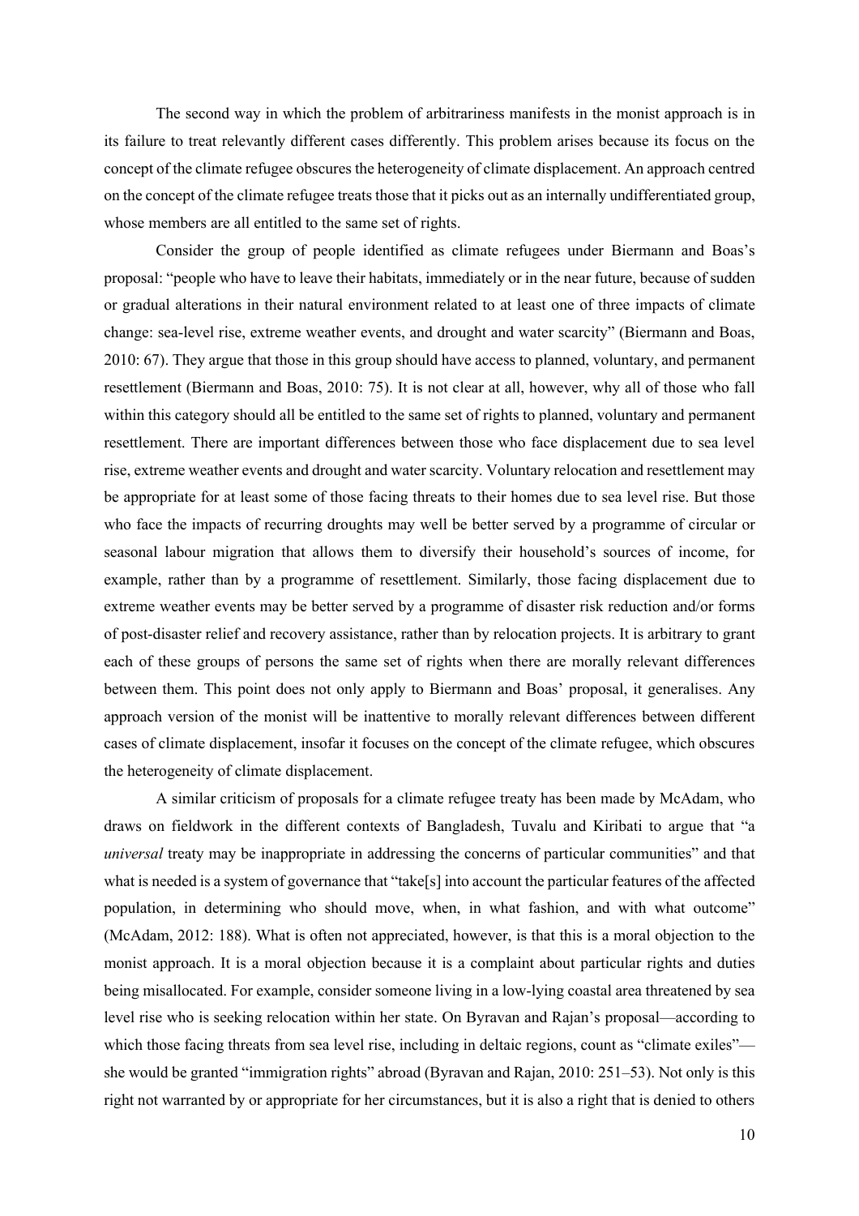The second way in which the problem of arbitrariness manifests in the monist approach is in its failure to treat relevantly different cases differently. This problem arises because its focus on the concept of the climate refugee obscures the heterogeneity of climate displacement. An approach centred on the concept of the climate refugee treats those that it picks out as an internally undifferentiated group, whose members are all entitled to the same set of rights.

Consider the group of people identified as climate refugees under Biermann and Boas's proposal: "people who have to leave their habitats, immediately or in the near future, because of sudden or gradual alterations in their natural environment related to at least one of three impacts of climate change: sea-level rise, extreme weather events, and drought and water scarcity" (Biermann and Boas, 2010: 67). They argue that those in this group should have access to planned, voluntary, and permanent resettlement (Biermann and Boas, 2010: 75). It is not clear at all, however, why all of those who fall within this category should all be entitled to the same set of rights to planned, voluntary and permanent resettlement. There are important differences between those who face displacement due to sea level rise, extreme weather events and drought and water scarcity. Voluntary relocation and resettlement may be appropriate for at least some of those facing threats to their homes due to sea level rise. But those who face the impacts of recurring droughts may well be better served by a programme of circular or seasonal labour migration that allows them to diversify their household's sources of income, for example, rather than by a programme of resettlement. Similarly, those facing displacement due to extreme weather events may be better served by a programme of disaster risk reduction and/or forms of post-disaster relief and recovery assistance, rather than by relocation projects. It is arbitrary to grant each of these groups of persons the same set of rights when there are morally relevant differences between them. This point does not only apply to Biermann and Boas' proposal, it generalises. Any approach version of the monist will be inattentive to morally relevant differences between different cases of climate displacement, insofar it focuses on the concept of the climate refugee, which obscures the heterogeneity of climate displacement.

A similar criticism of proposals for a climate refugee treaty has been made by McAdam, who draws on fieldwork in the different contexts of Bangladesh, Tuvalu and Kiribati to argue that "a *universal* treaty may be inappropriate in addressing the concerns of particular communities" and that what is needed is a system of governance that "take[s] into account the particular features of the affected population, in determining who should move, when, in what fashion, and with what outcome" (McAdam, 2012: 188). What is often not appreciated, however, is that this is a moral objection to the monist approach. It is a moral objection because it is a complaint about particular rights and duties being misallocated. For example, consider someone living in a low-lying coastal area threatened by sea level rise who is seeking relocation within her state. On Byravan and Rajan's proposal—according to which those facing threats from sea level rise, including in deltaic regions, count as "climate exiles"—she would be granted "immigration rights" abroad (Byravan and Rajan, 2010: 251–53). Not only is this right not warranted by or appropriate for her circumstances, but it is also a right that is denied to others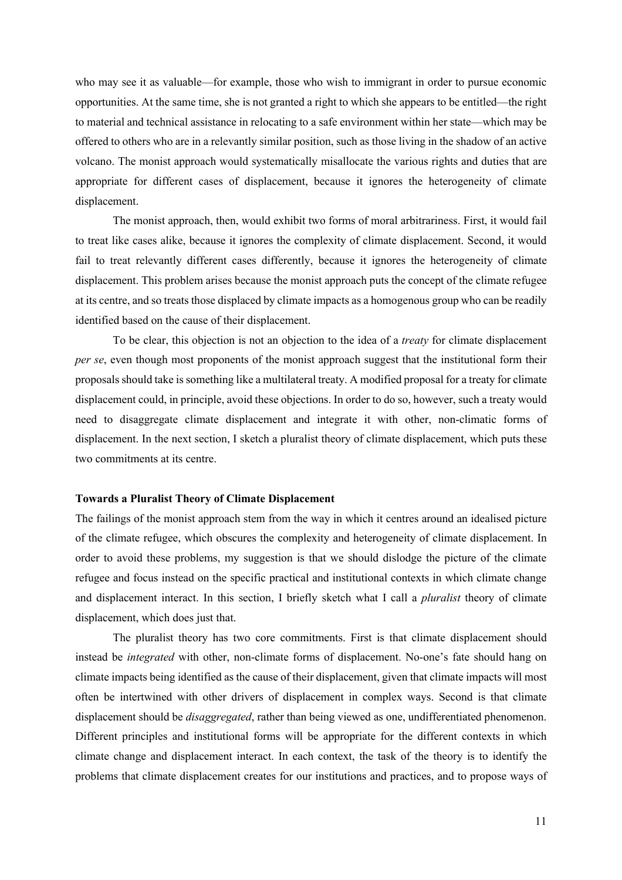who may see it as valuable—for example, those who wish to immigrant in order to pursue economic opportunities. At the same time, she is not granted a right to which she appears to be entitled—the right to material and technical assistance in relocating to a safe environment within her state—which may be offered to others who are in a relevantly similar position, such as those living in the shadow of an active volcano. The monist approach would systematically misallocate the various rights and duties that are appropriate for different cases of displacement, because it ignores the heterogeneity of climate displacement.

The monist approach, then, would exhibit two forms of moral arbitrariness. First, it would fail to treat like cases alike, because it ignores the complexity of climate displacement. Second, it would fail to treat relevantly different cases differently, because it ignores the heterogeneity of climate displacement. This problem arises because the monist approach puts the concept of the climate refugee at its centre, and so treats those displaced by climate impacts as a homogenous group who can be readily identified based on the cause of their displacement.

To be clear, this objection is not an objection to the idea of a *treaty* for climate displacement *per se*, even though most proponents of the monist approach suggest that the institutional form their proposals should take is something like a multilateral treaty. A modified proposal for a treaty for climate displacement could, in principle, avoid these objections. In order to do so, however, such a treaty would need to disaggregate climate displacement and integrate it with other, non-climatic forms of displacement. In the next section, I sketch a pluralist theory of climate displacement, which puts these two commitments at its centre.

**Towards a Pluralist Theory of Climate Displacement**

The failings of the monist approach stem from the way in which it centres around an idealised picture of the climate refugee, which obscures the complexity and heterogeneity of climate displacement. In order to avoid these problems, my suggestion is that we should dislodge the picture of the climate refugee and focus instead on the specific practical and institutional contexts in which climate change and displacement interact. In this section, I briefly sketch what I call a *pluralist* theory of climate displacement, which does just that.

The pluralist theory has two core commitments. First is that climate displacement should instead be *integrated* with other, non-climate forms of displacement. No-one's fate should hang on climate impacts being identified as the cause of their displacement, given that climate impacts will most often be intertwined with other drivers of displacement in complex ways. Second is that climate displacement should be *disaggregated*, rather than being viewed as one, undifferentiated phenomenon. Different principles and institutional forms will be appropriate for the different contexts in which climate change and displacement interact. In each context, the task of the theory is to identify the problems that climate displacement creates for our institutions and practices, and to propose ways of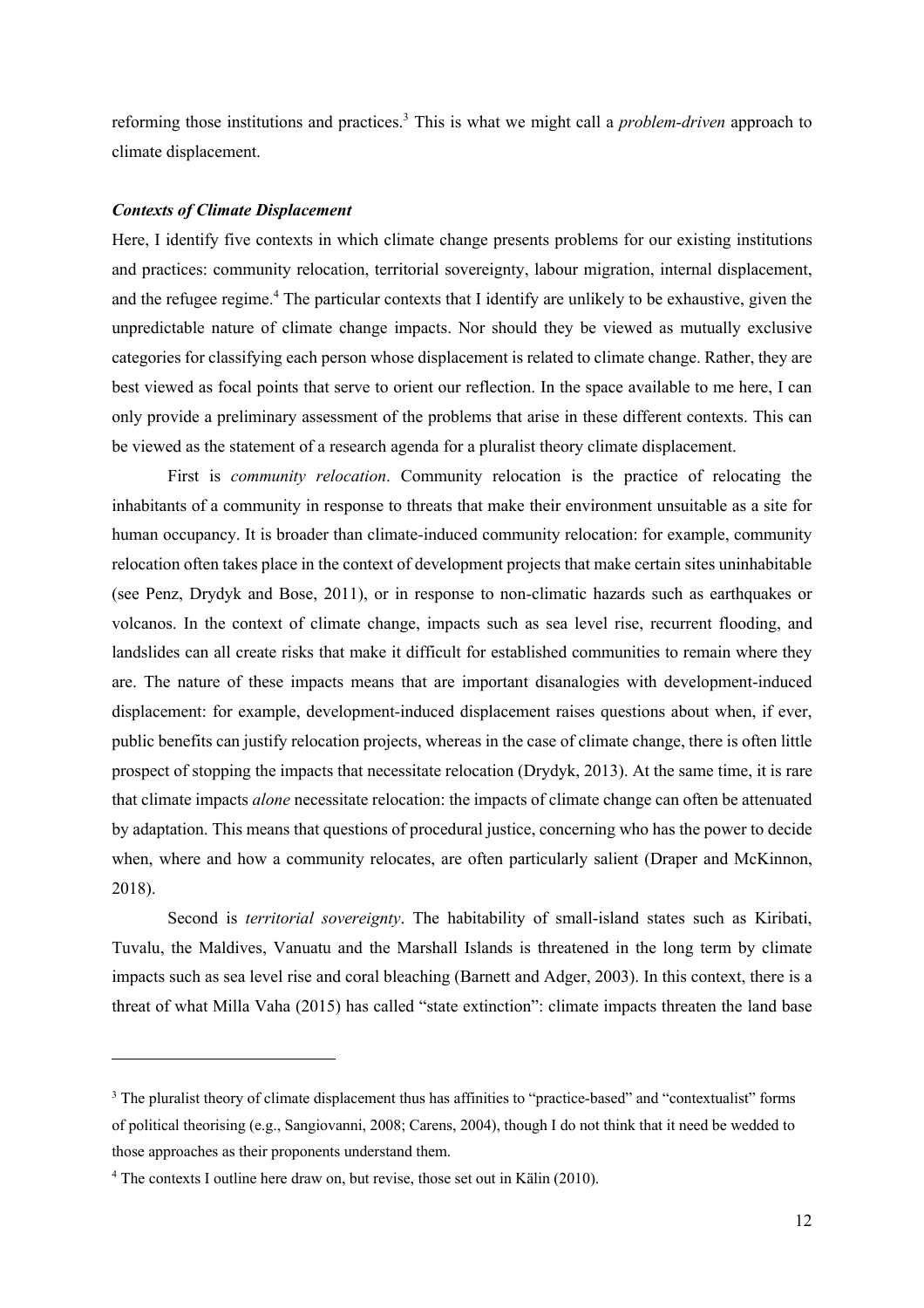reforming those institutions and practices.[3] This is what we might call a *problem-driven* approach to climate displacement.

### *Contexts of Climate Displacement*

Here, I identify five contexts in which climate change presents problems for our existing institutions and practices: community relocation, territorial sovereignty, labour migration, internal displacement, and the refugee regime.[4] The particular contexts that I identify are unlikely to be exhaustive, given the unpredictable nature of climate change impacts. Nor should they be viewed as mutually exclusive categories for classifying each person whose displacement is related to climate change. Rather, they are best viewed as focal points that serve to orient our reflection. In the space available to me here, I can only provide a preliminary assessment of the problems that arise in these different contexts. This can be viewed as the statement of a research agenda for a pluralist theory climate displacement.

First is *community relocation*. Community relocation is the practice of relocating the inhabitants of a community in response to threats that make their environment unsuitable as a site for human occupancy. It is broader than climate-induced community relocation: for example, community relocation often takes place in the context of development projects that make certain sites uninhabitable (see Penz, Drydyk and Bose, 2011), or in response to non-climatic hazards such as earthquakes or volcanos. In the context of climate change, impacts such as sea level rise, recurrent flooding, and landslides can all create risks that make it difficult for established communities to remain where they are. The nature of these impacts means that are important disanalogies with development-induced displacement: for example, development-induced displacement raises questions about when, if ever, public benefits can justify relocation projects, whereas in the case of climate change, there is often little prospect of stopping the impacts that necessitate relocation (Drydyk, 2013). At the same time, it is rare that climate impacts *alone* necessitate relocation: the impacts of climate change can often be attenuated by adaptation. This means that questions of procedural justice, concerning who has the power to decide when, where and how a community relocates, are often particularly salient (Draper and McKinnon, 2018).

Second is *territorial sovereignty*. The habitability of small-island states such as Kiribati, Tuvalu, the Maldives, Vanuatu and the Marshall Islands is threatened in the long term by climate impacts such as sea level rise and coral bleaching (Barnett and Adger, 2003). In this context, there is a threat of what Milla Vaha (2015) has called "state extinction": climate impacts threaten the land base

---

[3] The pluralist theory of climate displacement thus has affinities to "practice-based" and "contextualist" forms of political theorising (e.g., Sangiovanni, 2008; Carens, 2004), though I do not think that it need be wedded to those approaches as their proponents understand them.

[4] The contexts I outline here draw on, but revise, those set out in Kälin (2010).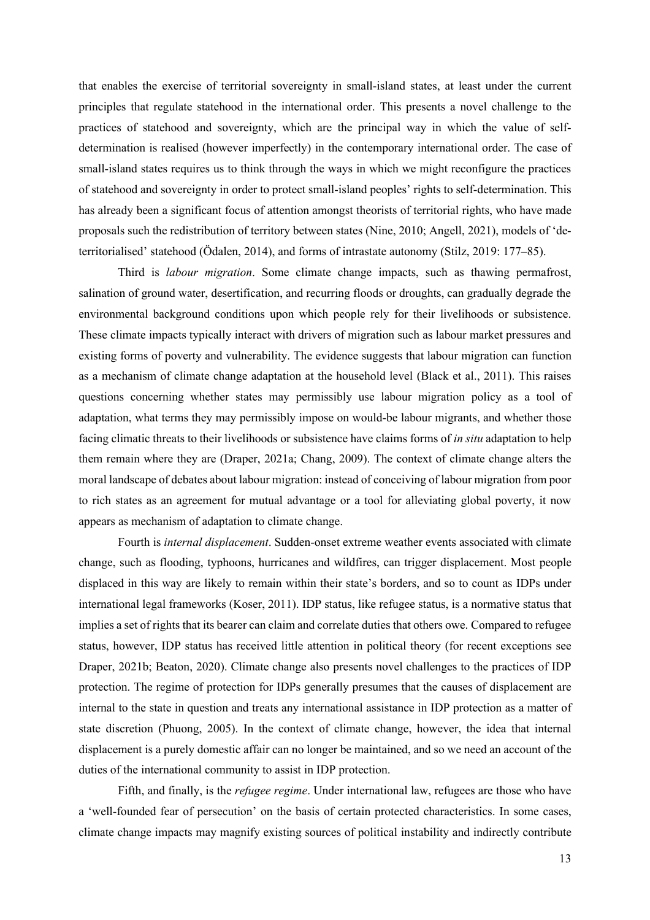that enables the exercise of territorial sovereignty in small-island states, at least under the current principles that regulate statehood in the international order. This presents a novel challenge to the practices of statehood and sovereignty, which are the principal way in which the value of self-determination is realised (however imperfectly) in the contemporary international order. The case of small-island states requires us to think through the ways in which we might reconfigure the practices of statehood and sovereignty in order to protect small-island peoples' rights to self-determination. This has already been a significant focus of attention amongst theorists of territorial rights, who have made proposals such the redistribution of territory between states (Nine, 2010; Angell, 2021), models of 'de-territorialised' statehood (Ödalen, 2014), and forms of intrastate autonomy (Stilz, 2019: 177–85).

Third is *labour migration*. Some climate change impacts, such as thawing permafrost, salination of ground water, desertification, and recurring floods or droughts, can gradually degrade the environmental background conditions upon which people rely for their livelihoods or subsistence. These climate impacts typically interact with drivers of migration such as labour market pressures and existing forms of poverty and vulnerability. The evidence suggests that labour migration can function as a mechanism of climate change adaptation at the household level (Black et al., 2011). This raises questions concerning whether states may permissibly use labour migration policy as a tool of adaptation, what terms they may permissibly impose on would-be labour migrants, and whether those facing climatic threats to their livelihoods or subsistence have claims forms of *in situ* adaptation to help them remain where they are (Draper, 2021a; Chang, 2009). The context of climate change alters the moral landscape of debates about labour migration: instead of conceiving of labour migration from poor to rich states as an agreement for mutual advantage or a tool for alleviating global poverty, it now appears as mechanism of adaptation to climate change.

Fourth is *internal displacement*. Sudden-onset extreme weather events associated with climate change, such as flooding, typhoons, hurricanes and wildfires, can trigger displacement. Most people displaced in this way are likely to remain within their state's borders, and so to count as IDPs under international legal frameworks (Koser, 2011). IDP status, like refugee status, is a normative status that implies a set of rights that its bearer can claim and correlate duties that others owe. Compared to refugee status, however, IDP status has received little attention in political theory (for recent exceptions see Draper, 2021b; Beaton, 2020). Climate change also presents novel challenges to the practices of IDP protection. The regime of protection for IDPs generally presumes that the causes of displacement are internal to the state in question and treats any international assistance in IDP protection as a matter of state discretion (Phuong, 2005). In the context of climate change, however, the idea that internal displacement is a purely domestic affair can no longer be maintained, and so we need an account of the duties of the international community to assist in IDP protection.

Fifth, and finally, is the *refugee regime*. Under international law, refugees are those who have a 'well-founded fear of persecution' on the basis of certain protected characteristics. In some cases, climate change impacts may magnify existing sources of political instability and indirectly contribute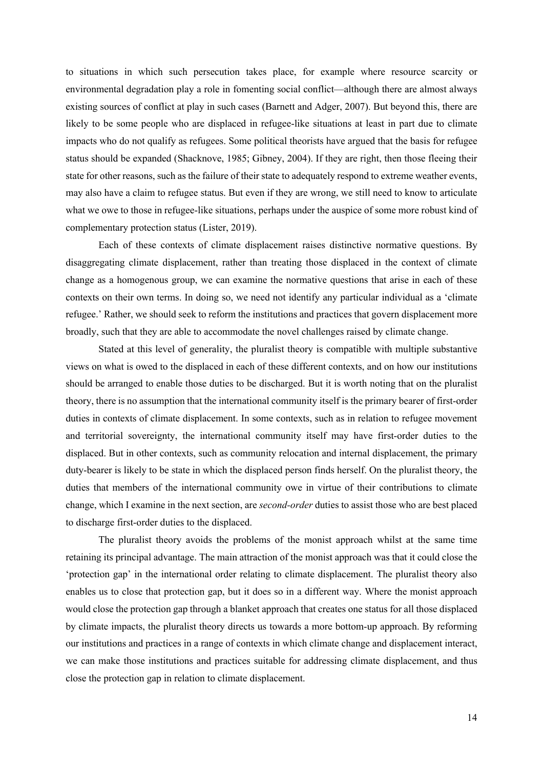to situations in which such persecution takes place, for example where resource scarcity or environmental degradation play a role in fomenting social conflict—although there are almost always existing sources of conflict at play in such cases (Barnett and Adger, 2007). But beyond this, there are likely to be some people who are displaced in refugee-like situations at least in part due to climate impacts who do not qualify as refugees. Some political theorists have argued that the basis for refugee status should be expanded (Shacknove, 1985; Gibney, 2004). If they are right, then those fleeing their state for other reasons, such as the failure of their state to adequately respond to extreme weather events, may also have a claim to refugee status. But even if they are wrong, we still need to know to articulate what we owe to those in refugee-like situations, perhaps under the auspice of some more robust kind of complementary protection status (Lister, 2019).

Each of these contexts of climate displacement raises distinctive normative questions. By disaggregating climate displacement, rather than treating those displaced in the context of climate change as a homogenous group, we can examine the normative questions that arise in each of these contexts on their own terms. In doing so, we need not identify any particular individual as a 'climate refugee.' Rather, we should seek to reform the institutions and practices that govern displacement more broadly, such that they are able to accommodate the novel challenges raised by climate change.

Stated at this level of generality, the pluralist theory is compatible with multiple substantive views on what is owed to the displaced in each of these different contexts, and on how our institutions should be arranged to enable those duties to be discharged. But it is worth noting that on the pluralist theory, there is no assumption that the international community itself is the primary bearer of first-order duties in contexts of climate displacement. In some contexts, such as in relation to refugee movement and territorial sovereignty, the international community itself may have first-order duties to the displaced. But in other contexts, such as community relocation and internal displacement, the primary duty-bearer is likely to be state in which the displaced person finds herself. On the pluralist theory, the duties that members of the international community owe in virtue of their contributions to climate change, which I examine in the next section, are *second-order* duties to assist those who are best placed to discharge first-order duties to the displaced.

The pluralist theory avoids the problems of the monist approach whilst at the same time retaining its principal advantage. The main attraction of the monist approach was that it could close the 'protection gap' in the international order relating to climate displacement. The pluralist theory also enables us to close that protection gap, but it does so in a different way. Where the monist approach would close the protection gap through a blanket approach that creates one status for all those displaced by climate impacts, the pluralist theory directs us towards a more bottom-up approach. By reforming our institutions and practices in a range of contexts in which climate change and displacement interact, we can make those institutions and practices suitable for addressing climate displacement, and thus close the protection gap in relation to climate displacement.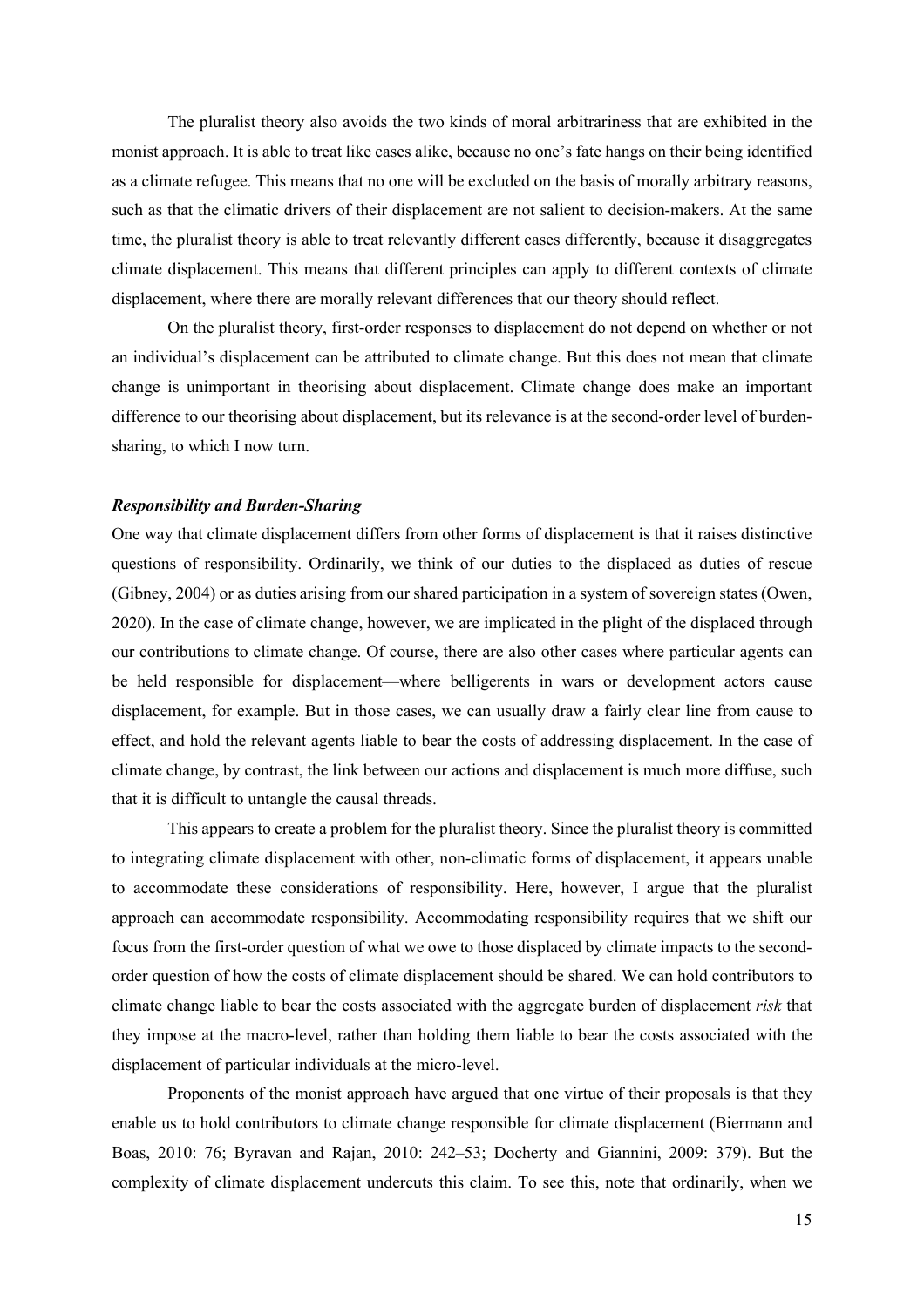The pluralist theory also avoids the two kinds of moral arbitrariness that are exhibited in the monist approach. It is able to treat like cases alike, because no one's fate hangs on their being identified as a climate refugee. This means that no one will be excluded on the basis of morally arbitrary reasons, such as that the climatic drivers of their displacement are not salient to decision-makers. At the same time, the pluralist theory is able to treat relevantly different cases differently, because it disaggregates climate displacement. This means that different principles can apply to different contexts of climate displacement, where there are morally relevant differences that our theory should reflect.

On the pluralist theory, first-order responses to displacement do not depend on whether or not an individual's displacement can be attributed to climate change. But this does not mean that climate change is unimportant in theorising about displacement. Climate change does make an important difference to our theorising about displacement, but its relevance is at the second-order level of burden-sharing, to which I now turn.

### *Responsibility and Burden-Sharing*

One way that climate displacement differs from other forms of displacement is that it raises distinctive questions of responsibility. Ordinarily, we think of our duties to the displaced as duties of rescue (Gibney, 2004) or as duties arising from our shared participation in a system of sovereign states (Owen, 2020). In the case of climate change, however, we are implicated in the plight of the displaced through our contributions to climate change. Of course, there are also other cases where particular agents can be held responsible for displacement—where belligerents in wars or development actors cause displacement, for example. But in those cases, we can usually draw a fairly clear line from cause to effect, and hold the relevant agents liable to bear the costs of addressing displacement. In the case of climate change, by contrast, the link between our actions and displacement is much more diffuse, such that it is difficult to untangle the causal threads.

This appears to create a problem for the pluralist theory. Since the pluralist theory is committed to integrating climate displacement with other, non-climatic forms of displacement, it appears unable to accommodate these considerations of responsibility. Here, however, I argue that the pluralist approach can accommodate responsibility. Accommodating responsibility requires that we shift our focus from the first-order question of what we owe to those displaced by climate impacts to the second-order question of how the costs of climate displacement should be shared. We can hold contributors to climate change liable to bear the costs associated with the aggregate burden of displacement *risk* that they impose at the macro-level, rather than holding them liable to bear the costs associated with the displacement of particular individuals at the micro-level.

Proponents of the monist approach have argued that one virtue of their proposals is that they enable us to hold contributors to climate change responsible for climate displacement (Biermann and Boas, 2010: 76; Byravan and Rajan, 2010: 242–53; Docherty and Giannini, 2009: 379). But the complexity of climate displacement undercuts this claim. To see this, note that ordinarily, when we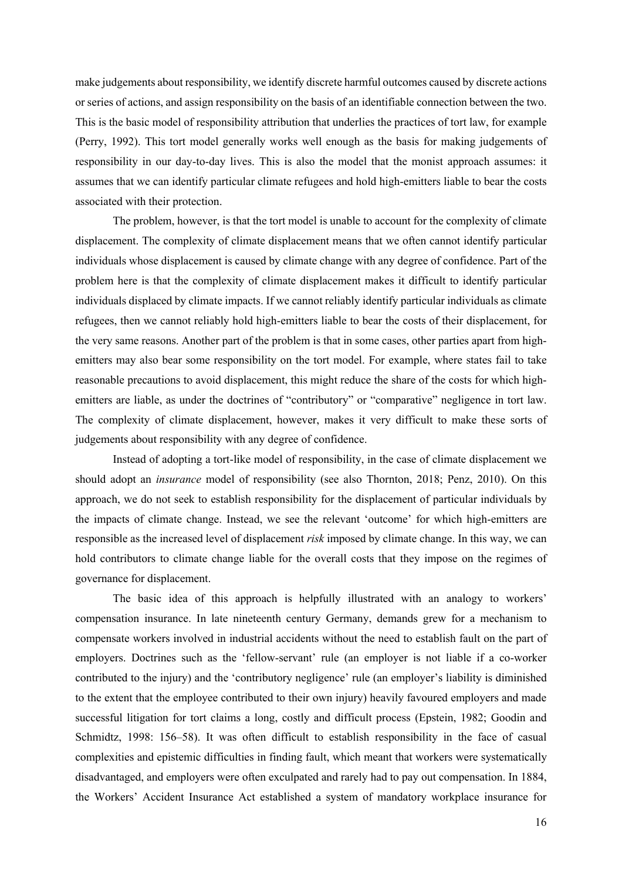make judgements about responsibility, we identify discrete harmful outcomes caused by discrete actions or series of actions, and assign responsibility on the basis of an identifiable connection between the two. This is the basic model of responsibility attribution that underlies the practices of tort law, for example (Perry, 1992). This tort model generally works well enough as the basis for making judgements of responsibility in our day-to-day lives. This is also the model that the monist approach assumes: it assumes that we can identify particular climate refugees and hold high-emitters liable to bear the costs associated with their protection.

The problem, however, is that the tort model is unable to account for the complexity of climate displacement. The complexity of climate displacement means that we often cannot identify particular individuals whose displacement is caused by climate change with any degree of confidence. Part of the problem here is that the complexity of climate displacement makes it difficult to identify particular individuals displaced by climate impacts. If we cannot reliably identify particular individuals as climate refugees, then we cannot reliably hold high-emitters liable to bear the costs of their displacement, for the very same reasons. Another part of the problem is that in some cases, other parties apart from high-emitters may also bear some responsibility on the tort model. For example, where states fail to take reasonable precautions to avoid displacement, this might reduce the share of the costs for which high-emitters are liable, as under the doctrines of "contributory" or "comparative" negligence in tort law. The complexity of climate displacement, however, makes it very difficult to make these sorts of judgements about responsibility with any degree of confidence.

Instead of adopting a tort-like model of responsibility, in the case of climate displacement we should adopt an *insurance* model of responsibility (see also Thornton, 2018; Penz, 2010). On this approach, we do not seek to establish responsibility for the displacement of particular individuals by the impacts of climate change. Instead, we see the relevant 'outcome' for which high-emitters are responsible as the increased level of displacement *risk* imposed by climate change. In this way, we can hold contributors to climate change liable for the overall costs that they impose on the regimes of governance for displacement.

The basic idea of this approach is helpfully illustrated with an analogy to workers' compensation insurance. In late nineteenth century Germany, demands grew for a mechanism to compensate workers involved in industrial accidents without the need to establish fault on the part of employers. Doctrines such as the 'fellow-servant' rule (an employer is not liable if a co-worker contributed to the injury) and the 'contributory negligence' rule (an employer's liability is diminished to the extent that the employee contributed to their own injury) heavily favoured employers and made successful litigation for tort claims a long, costly and difficult process (Epstein, 1982; Goodin and Schmidtz, 1998: 156–58). It was often difficult to establish responsibility in the face of casual complexities and epistemic difficulties in finding fault, which meant that workers were systematically disadvantaged, and employers were often exculpated and rarely had to pay out compensation. In 1884, the Workers' Accident Insurance Act established a system of mandatory workplace insurance for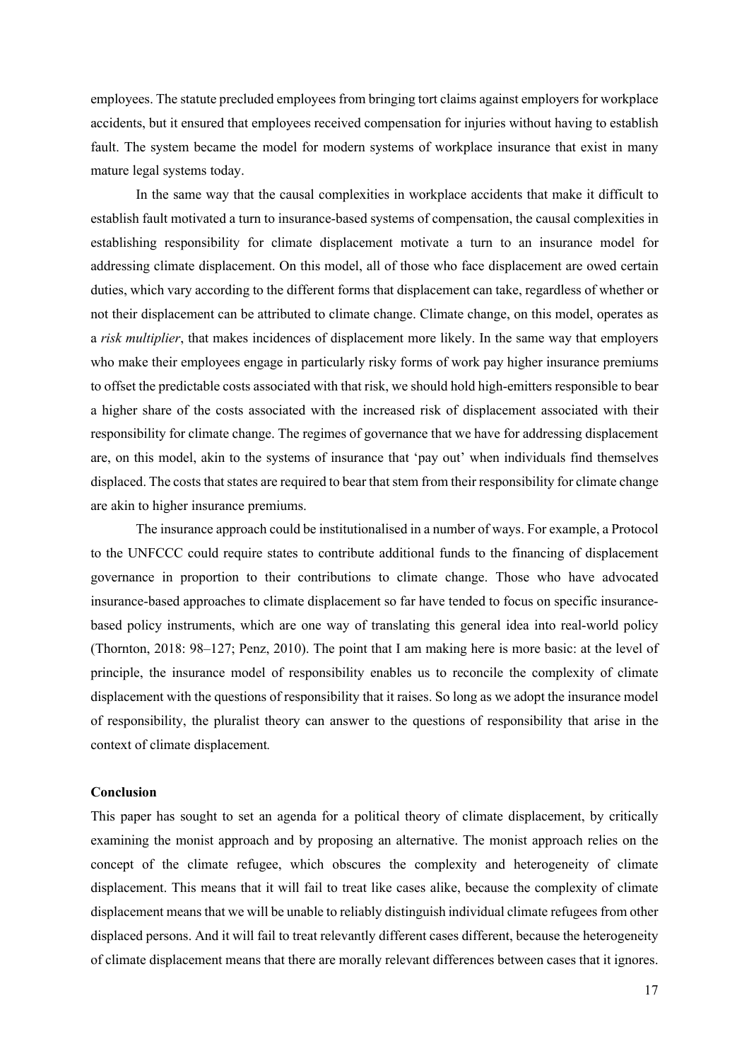employees. The statute precluded employees from bringing tort claims against employers for workplace accidents, but it ensured that employees received compensation for injuries without having to establish fault. The system became the model for modern systems of workplace insurance that exist in many mature legal systems today.

In the same way that the causal complexities in workplace accidents that make it difficult to establish fault motivated a turn to insurance-based systems of compensation, the causal complexities in establishing responsibility for climate displacement motivate a turn to an insurance model for addressing climate displacement. On this model, all of those who face displacement are owed certain duties, which vary according to the different forms that displacement can take, regardless of whether or not their displacement can be attributed to climate change. Climate change, on this model, operates as a *risk multiplier*, that makes incidences of displacement more likely. In the same way that employers who make their employees engage in particularly risky forms of work pay higher insurance premiums to offset the predictable costs associated with that risk, we should hold high-emitters responsible to bear a higher share of the costs associated with the increased risk of displacement associated with their responsibility for climate change. The regimes of governance that we have for addressing displacement are, on this model, akin to the systems of insurance that 'pay out' when individuals find themselves displaced. The costs that states are required to bear that stem from their responsibility for climate change are akin to higher insurance premiums.

The insurance approach could be institutionalised in a number of ways. For example, a Protocol to the UNFCCC could require states to contribute additional funds to the financing of displacement governance in proportion to their contributions to climate change. Those who have advocated insurance-based approaches to climate displacement so far have tended to focus on specific insurance-based policy instruments, which are one way of translating this general idea into real-world policy (Thornton, 2018: 98–127; Penz, 2010). The point that I am making here is more basic: at the level of principle, the insurance model of responsibility enables us to reconcile the complexity of climate displacement with the questions of responsibility that it raises. So long as we adopt the insurance model of responsibility, the pluralist theory can answer to the questions of responsibility that arise in the context of climate displacement.

**Conclusion**

This paper has sought to set an agenda for a political theory of climate displacement, by critically examining the monist approach and by proposing an alternative. The monist approach relies on the concept of the climate refugee, which obscures the complexity and heterogeneity of climate displacement. This means that it will fail to treat like cases alike, because the complexity of climate displacement means that we will be unable to reliably distinguish individual climate refugees from other displaced persons. And it will fail to treat relevantly different cases different, because the heterogeneity of climate displacement means that there are morally relevant differences between cases that it ignores.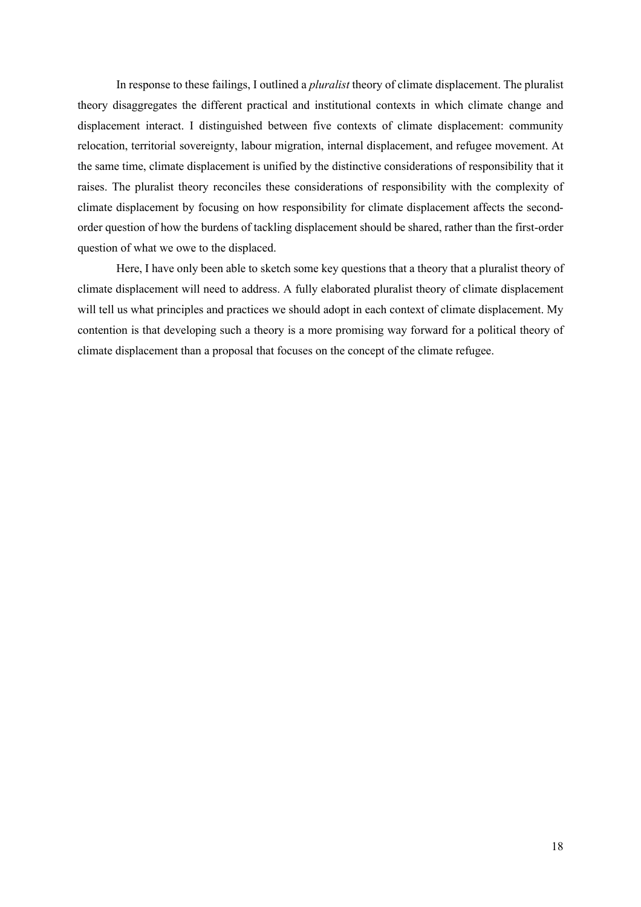In response to these failings, I outlined a *pluralist* theory of climate displacement. The pluralist theory disaggregates the different practical and institutional contexts in which climate change and displacement interact. I distinguished between five contexts of climate displacement: community relocation, territorial sovereignty, labour migration, internal displacement, and refugee movement. At the same time, climate displacement is unified by the distinctive considerations of responsibility that it raises. The pluralist theory reconciles these considerations of responsibility with the complexity of climate displacement by focusing on how responsibility for climate displacement affects the second-order question of how the burdens of tackling displacement should be shared, rather than the first-order question of what we owe to the displaced.

Here, I have only been able to sketch some key questions that a theory that a pluralist theory of climate displacement will need to address. A fully elaborated pluralist theory of climate displacement will tell us what principles and practices we should adopt in each context of climate displacement. My contention is that developing such a theory is a more promising way forward for a political theory of climate displacement than a proposal that focuses on the concept of the climate refugee.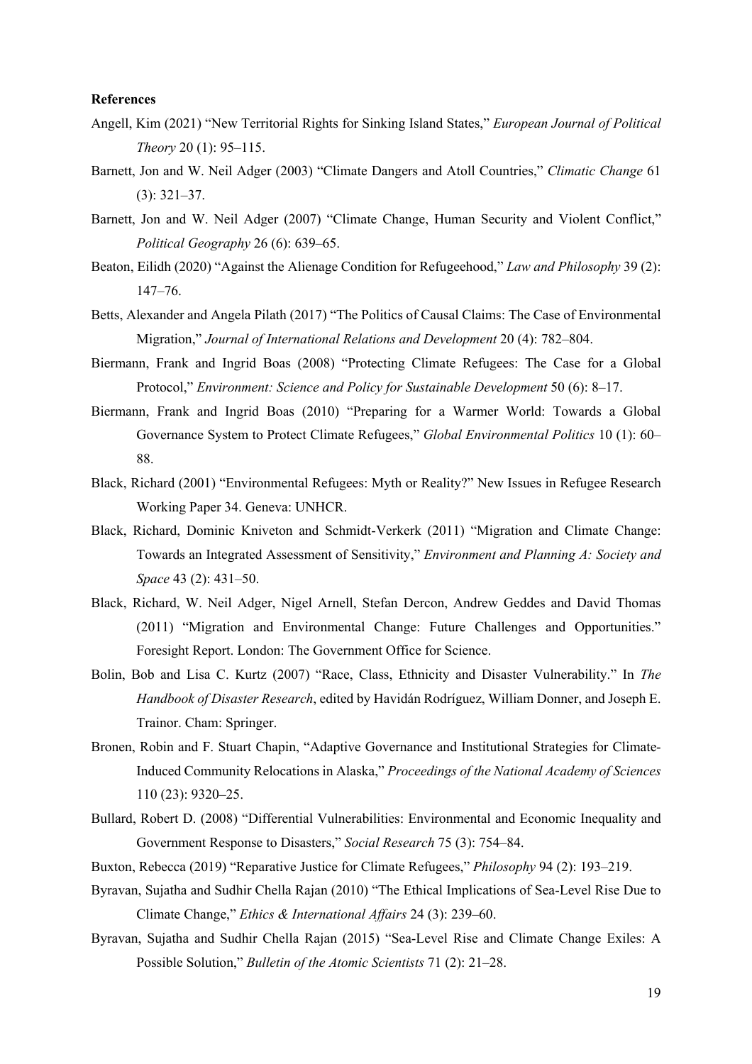**References**

Angell, Kim (2021) "New Territorial Rights for Sinking Island States," *European Journal of Political Theory* 20 (1): 95–115.

Barnett, Jon and W. Neil Adger (2003) "Climate Dangers and Atoll Countries," *Climatic Change* 61 (3): 321–37.

Barnett, Jon and W. Neil Adger (2007) "Climate Change, Human Security and Violent Conflict," *Political Geography* 26 (6): 639–65.

Beaton, Eilidh (2020) "Against the Alienage Condition for Refugeehood," *Law and Philosophy* 39 (2): 147–76.

Betts, Alexander and Angela Pilath (2017) "The Politics of Causal Claims: The Case of Environmental Migration," *Journal of International Relations and Development* 20 (4): 782–804.

Biermann, Frank and Ingrid Boas (2008) "Protecting Climate Refugees: The Case for a Global Protocol," *Environment: Science and Policy for Sustainable Development* 50 (6): 8–17.

Biermann, Frank and Ingrid Boas (2010) "Preparing for a Warmer World: Towards a Global Governance System to Protect Climate Refugees," *Global Environmental Politics* 10 (1): 60–88.

Black, Richard (2001) "Environmental Refugees: Myth or Reality?" New Issues in Refugee Research Working Paper 34. Geneva: UNHCR.

Black, Richard, Dominic Kniveton and Schmidt-Verkerk (2011) "Migration and Climate Change: Towards an Integrated Assessment of Sensitivity," *Environment and Planning A: Society and Space* 43 (2): 431–50.

Black, Richard, W. Neil Adger, Nigel Arnell, Stefan Dercon, Andrew Geddes and David Thomas (2011) "Migration and Environmental Change: Future Challenges and Opportunities." Foresight Report. London: The Government Office for Science.

Bolin, Bob and Lisa C. Kurtz (2007) "Race, Class, Ethnicity and Disaster Vulnerability." In *The Handbook of Disaster Research*, edited by Havidán Rodríguez, William Donner, and Joseph E. Trainor. Cham: Springer.

Bronen, Robin and F. Stuart Chapin, "Adaptive Governance and Institutional Strategies for Climate-Induced Community Relocations in Alaska," *Proceedings of the National Academy of Sciences* 110 (23): 9320–25.

Bullard, Robert D. (2008) "Differential Vulnerabilities: Environmental and Economic Inequality and Government Response to Disasters," *Social Research* 75 (3): 754–84.

Buxton, Rebecca (2019) "Reparative Justice for Climate Refugees," *Philosophy* 94 (2): 193–219.

Byravan, Sujatha and Sudhir Chella Rajan (2010) "The Ethical Implications of Sea-Level Rise Due to Climate Change," *Ethics & International Affairs* 24 (3): 239–60.

Byravan, Sujatha and Sudhir Chella Rajan (2015) "Sea-Level Rise and Climate Change Exiles: A Possible Solution," *Bulletin of the Atomic Scientists* 71 (2): 21–28.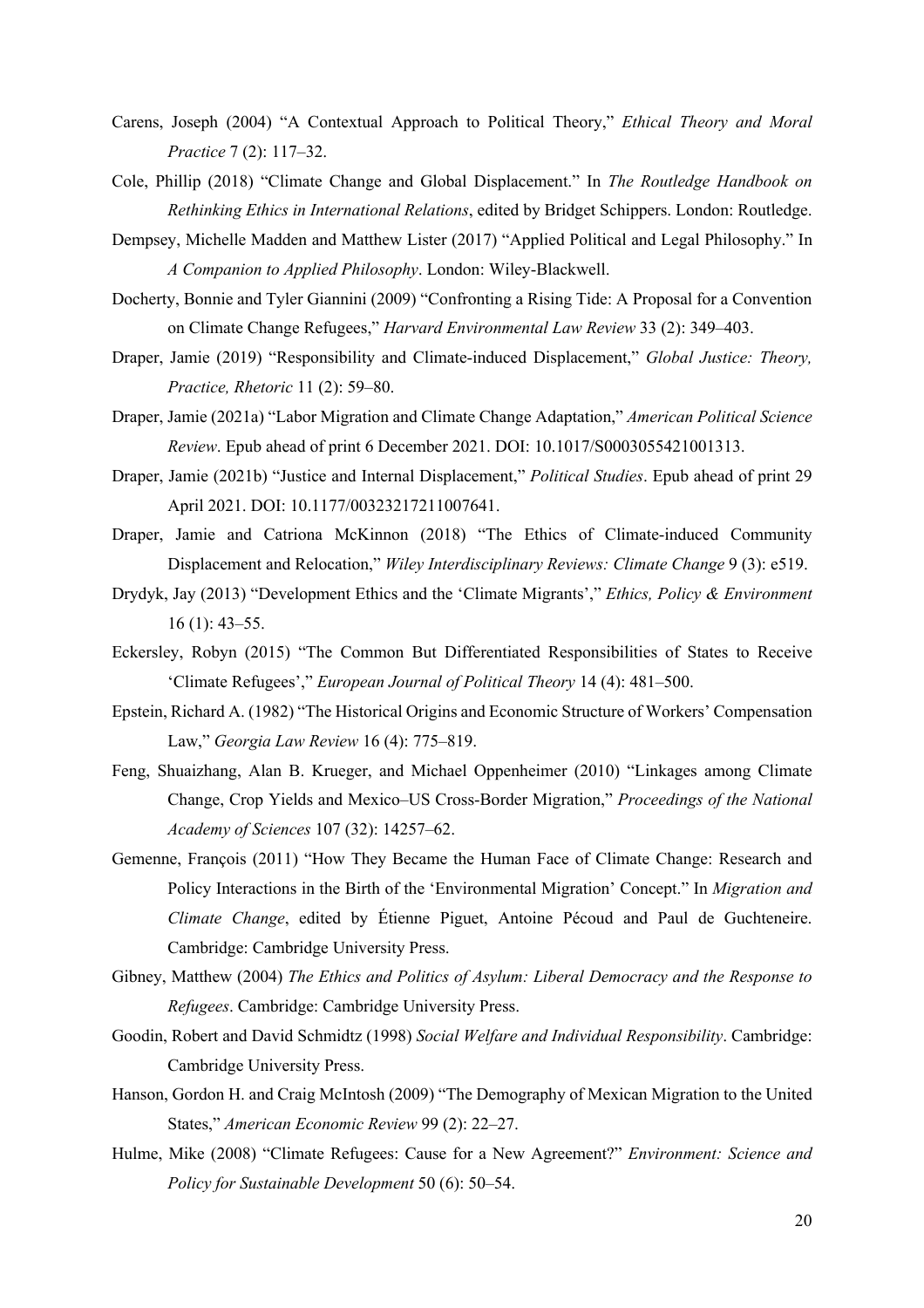Carens, Joseph (2004) "A Contextual Approach to Political Theory," *Ethical Theory and Moral Practice* 7 (2): 117–32.

Cole, Phillip (2018) "Climate Change and Global Displacement." In *The Routledge Handbook on Rethinking Ethics in International Relations*, edited by Bridget Schippers. London: Routledge.

Dempsey, Michelle Madden and Matthew Lister (2017) "Applied Political and Legal Philosophy." In *A Companion to Applied Philosophy*. London: Wiley-Blackwell.

Docherty, Bonnie and Tyler Giannini (2009) "Confronting a Rising Tide: A Proposal for a Convention on Climate Change Refugees," *Harvard Environmental Law Review* 33 (2): 349–403.

Draper, Jamie (2019) "Responsibility and Climate-induced Displacement," *Global Justice: Theory, Practice, Rhetoric* 11 (2): 59–80.

Draper, Jamie (2021a) "Labor Migration and Climate Change Adaptation," *American Political Science Review*. Epub ahead of print 6 December 2021. DOI: 10.1017/S0003055421001313.

Draper, Jamie (2021b) "Justice and Internal Displacement," *Political Studies*. Epub ahead of print 29 April 2021. DOI: 10.1177/00323217211007641.

Draper, Jamie and Catriona McKinnon (2018) "The Ethics of Climate-induced Community Displacement and Relocation," *Wiley Interdisciplinary Reviews: Climate Change* 9 (3): e519.

Drydyk, Jay (2013) "Development Ethics and the 'Climate Migrants'," *Ethics, Policy & Environment* 16 (1): 43–55.

Eckersley, Robyn (2015) "The Common But Differentiated Responsibilities of States to Receive 'Climate Refugees'," *European Journal of Political Theory* 14 (4): 481–500.

Epstein, Richard A. (1982) "The Historical Origins and Economic Structure of Workers' Compensation Law," *Georgia Law Review* 16 (4): 775–819.

Feng, Shuaizhang, Alan B. Krueger, and Michael Oppenheimer (2010) "Linkages among Climate Change, Crop Yields and Mexico–US Cross-Border Migration," *Proceedings of the National Academy of Sciences* 107 (32): 14257–62.

Gemenne, François (2011) "How They Became the Human Face of Climate Change: Research and Policy Interactions in the Birth of the 'Environmental Migration' Concept." In *Migration and Climate Change*, edited by Étienne Piguet, Antoine Pécoud and Paul de Guchteneire. Cambridge: Cambridge University Press.

Gibney, Matthew (2004) *The Ethics and Politics of Asylum: Liberal Democracy and the Response to Refugees*. Cambridge: Cambridge University Press.

Goodin, Robert and David Schmidtz (1998) *Social Welfare and Individual Responsibility*. Cambridge: Cambridge University Press.

Hanson, Gordon H. and Craig McIntosh (2009) "The Demography of Mexican Migration to the United States," *American Economic Review* 99 (2): 22–27.

Hulme, Mike (2008) "Climate Refugees: Cause for a New Agreement?" *Environment: Science and Policy for Sustainable Development* 50 (6): 50–54.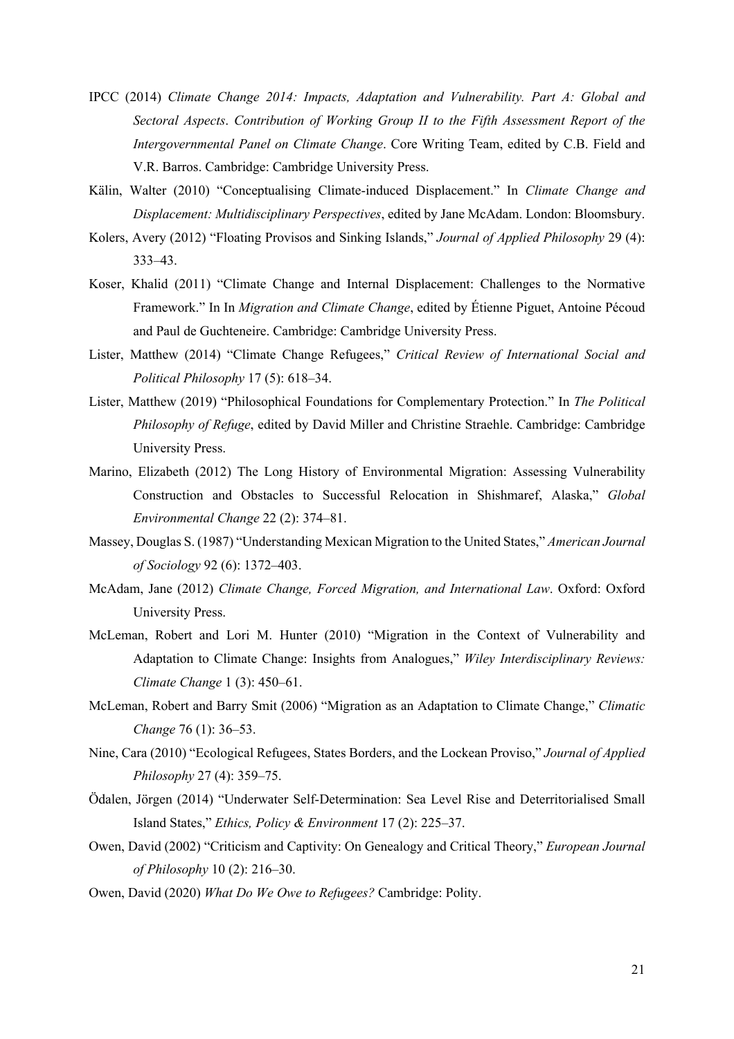IPCC (2014) *Climate Change 2014: Impacts, Adaptation and Vulnerability. Part A: Global and Sectoral Aspects*. *Contribution of Working Group II to the Fifth Assessment Report of the Intergovernmental Panel on Climate Change*. Core Writing Team, edited by C.B. Field and V.R. Barros. Cambridge: Cambridge University Press.

Kälin, Walter (2010) "Conceptualising Climate-induced Displacement." In *Climate Change and Displacement: Multidisciplinary Perspectives*, edited by Jane McAdam. London: Bloomsbury.

Kolers, Avery (2012) "Floating Provisos and Sinking Islands," *Journal of Applied Philosophy* 29 (4): 333–43.

Koser, Khalid (2011) "Climate Change and Internal Displacement: Challenges to the Normative Framework." In In *Migration and Climate Change*, edited by Étienne Piguet, Antoine Pécoud and Paul de Guchteneire. Cambridge: Cambridge University Press.

Lister, Matthew (2014) "Climate Change Refugees," *Critical Review of International Social and Political Philosophy* 17 (5): 618–34.

Lister, Matthew (2019) "Philosophical Foundations for Complementary Protection." In *The Political Philosophy of Refuge*, edited by David Miller and Christine Straehle. Cambridge: Cambridge University Press.

Marino, Elizabeth (2012) The Long History of Environmental Migration: Assessing Vulnerability Construction and Obstacles to Successful Relocation in Shishmaref, Alaska," *Global Environmental Change* 22 (2): 374–81.

Massey, Douglas S. (1987) "Understanding Mexican Migration to the United States," *American Journal of Sociology* 92 (6): 1372–403.

McAdam, Jane (2012) *Climate Change, Forced Migration, and International Law*. Oxford: Oxford University Press.

McLeman, Robert and Lori M. Hunter (2010) "Migration in the Context of Vulnerability and Adaptation to Climate Change: Insights from Analogues," *Wiley Interdisciplinary Reviews: Climate Change* 1 (3): 450–61.

McLeman, Robert and Barry Smit (2006) "Migration as an Adaptation to Climate Change," *Climatic Change* 76 (1): 36–53.

Nine, Cara (2010) "Ecological Refugees, States Borders, and the Lockean Proviso," *Journal of Applied Philosophy* 27 (4): 359–75.

Ödalen, Jörgen (2014) "Underwater Self-Determination: Sea Level Rise and Deterritorialised Small Island States," *Ethics, Policy & Environment* 17 (2): 225–37.

Owen, David (2002) "Criticism and Captivity: On Genealogy and Critical Theory," *European Journal of Philosophy* 10 (2): 216–30.

Owen, David (2020) *What Do We Owe to Refugees?* Cambridge: Polity.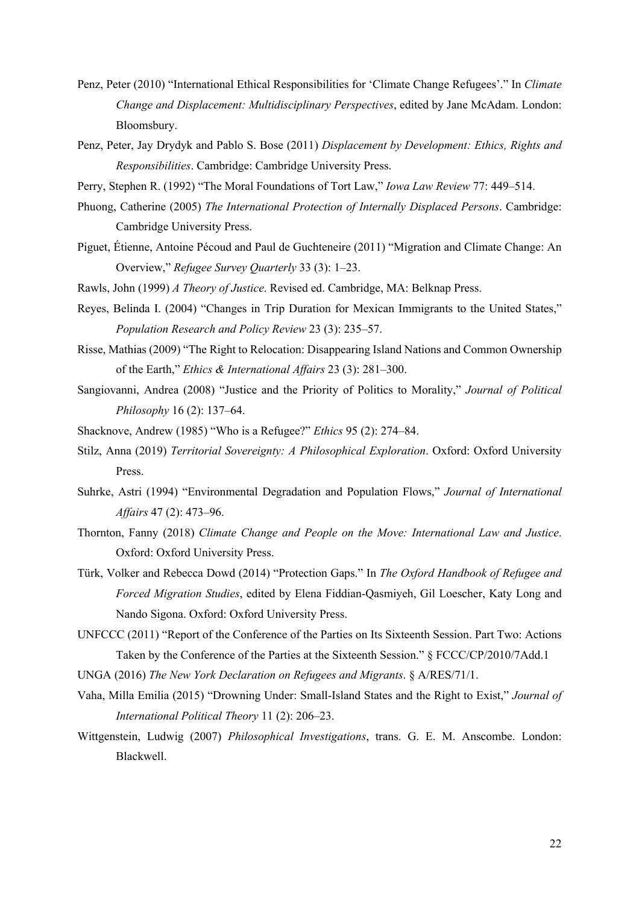Penz, Peter (2010) "International Ethical Responsibilities for 'Climate Change Refugees'." In *Climate Change and Displacement: Multidisciplinary Perspectives*, edited by Jane McAdam. London: Bloomsbury.

Penz, Peter, Jay Drydyk and Pablo S. Bose (2011) *Displacement by Development: Ethics, Rights and Responsibilities*. Cambridge: Cambridge University Press.

Perry, Stephen R. (1992) "The Moral Foundations of Tort Law," *Iowa Law Review* 77: 449–514.

Phuong, Catherine (2005) *The International Protection of Internally Displaced Persons*. Cambridge: Cambridge University Press.

Piguet, Étienne, Antoine Pécoud and Paul de Guchteneire (2011) "Migration and Climate Change: An Overview," *Refugee Survey Quarterly* 33 (3): 1–23.

Rawls, John (1999) *A Theory of Justice*. Revised ed. Cambridge, MA: Belknap Press.

Reyes, Belinda I. (2004) "Changes in Trip Duration for Mexican Immigrants to the United States," *Population Research and Policy Review* 23 (3): 235–57.

Risse, Mathias (2009) "The Right to Relocation: Disappearing Island Nations and Common Ownership of the Earth," *Ethics & International Affairs* 23 (3): 281–300.

Sangiovanni, Andrea (2008) "Justice and the Priority of Politics to Morality," *Journal of Political Philosophy* 16 (2): 137–64.

Shacknove, Andrew (1985) "Who is a Refugee?" *Ethics* 95 (2): 274–84.

Stilz, Anna (2019) *Territorial Sovereignty: A Philosophical Exploration*. Oxford: Oxford University Press.

Suhrke, Astri (1994) "Environmental Degradation and Population Flows," *Journal of International Affairs* 47 (2): 473–96.

Thornton, Fanny (2018) *Climate Change and People on the Move: International Law and Justice*. Oxford: Oxford University Press.

Türk, Volker and Rebecca Dowd (2014) "Protection Gaps." In *The Oxford Handbook of Refugee and Forced Migration Studies*, edited by Elena Fiddian-Qasmiyeh, Gil Loescher, Katy Long and Nando Sigona. Oxford: Oxford University Press.

UNFCCC (2011) "Report of the Conference of the Parties on Its Sixteenth Session. Part Two: Actions Taken by the Conference of the Parties at the Sixteenth Session." § FCCC/CP/2010/7Add.1

UNGA (2016) *The New York Declaration on Refugees and Migrants*. § A/RES/71/1.

Vaha, Milla Emilia (2015) "Drowning Under: Small-Island States and the Right to Exist," *Journal of International Political Theory* 11 (2): 206–23.

Wittgenstein, Ludwig (2007) *Philosophical Investigations*, trans. G. E. M. Anscombe. London: Blackwell.